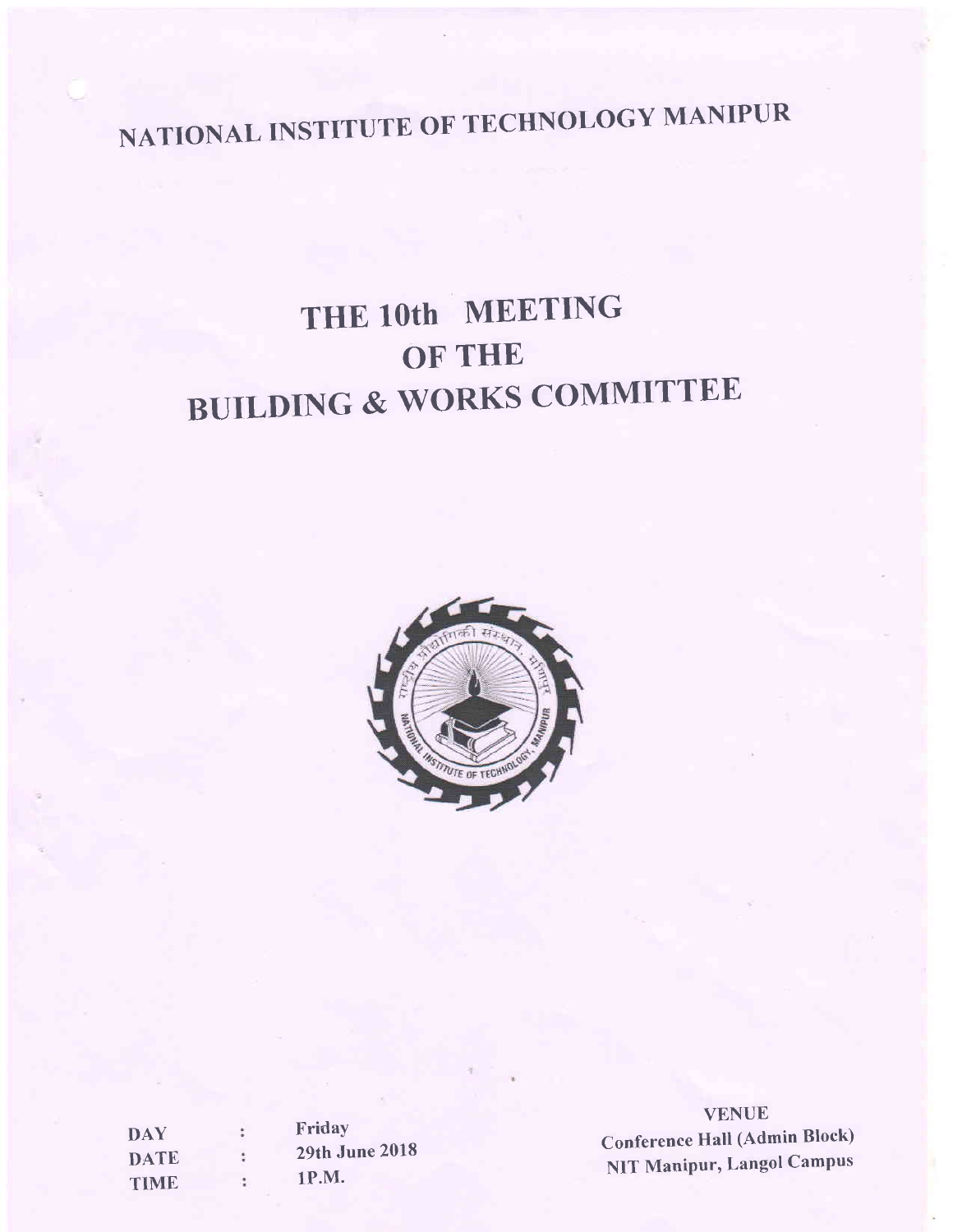# NATIONAL INSTITUTE OF TECHNOLOGY MANIPUR

# THE 10th MEETING
# OF THE
# BUILDING & WORKS COMMITTEE

| | | |
|---|---|---|
| DAY | : | Friday |
| DATE | : | 29th June 2018 |
| TIME | : | 1P.M. |

**VENUE**
**Conference Hall (Admin Block)**
**NIT Manipur, Langol Campus**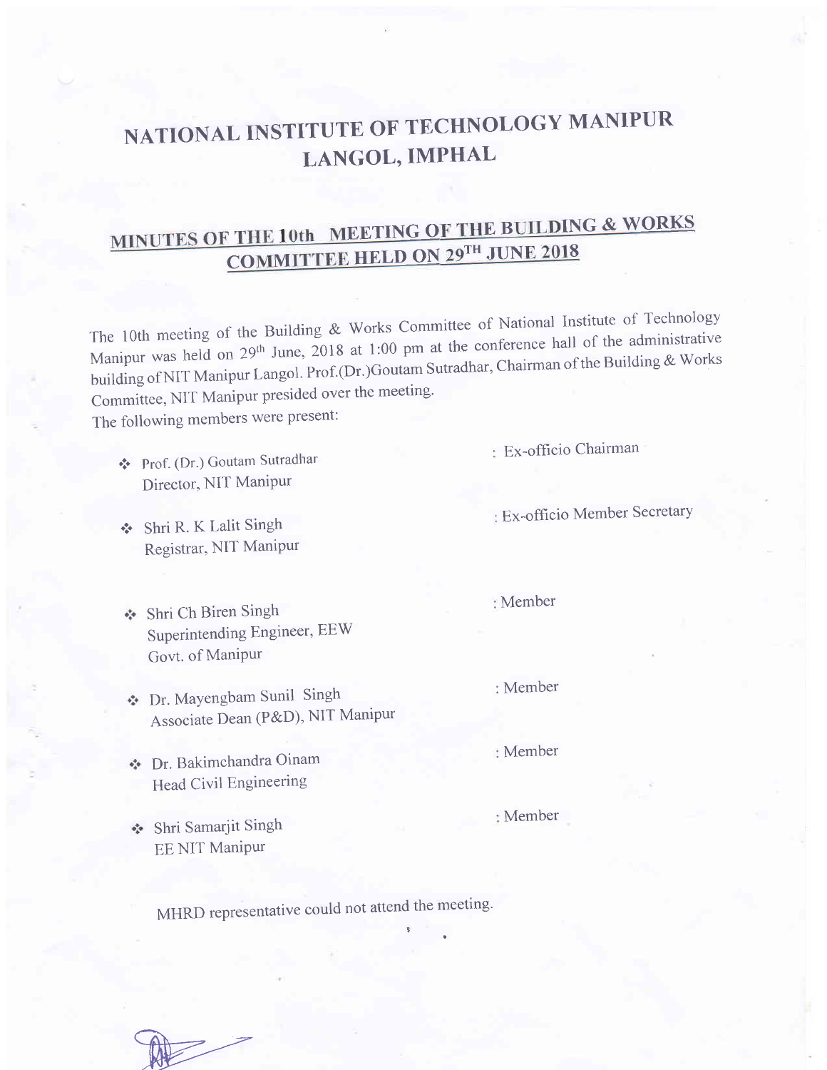# NATIONAL INSTITUTE OF TECHNOLOGY MANIPUR
## LANGOL, IMPHAL

## MINUTES OF THE 10th MEETING OF THE BUILDING & WORKS COMMITTEE HELD ON 29TH JUNE 2018

The 10th meeting of the Building & Works Committee of National Institute of Technology Manipur was held on 29th June, 2018 at 1:00 pm at the conference hall of the administrative building of NIT Manipur Langol. Prof.(Dr.)Goutam Sutradhar, Chairman of the Building & Works Committee, NIT Manipur presided over the meeting.

The following members were present:

- Prof. (Dr.) Goutam Sutradhar, Director, NIT Manipur : Ex-officio Chairman
- Shri R. K Lalit Singh, Registrar, NIT Manipur : Ex-officio Member Secretary
- Shri Ch Biren Singh, Superintending Engineer, EEW, Govt. of Manipur : Member
- Dr. Mayengbam Sunil Singh, Associate Dean (P&D), NIT Manipur : Member
- Dr. Bakimchandra Oinam, Head Civil Engineering : Member
- Shri Samarjit Singh, EE NIT Manipur : Member

MHRD representative could not attend the meeting.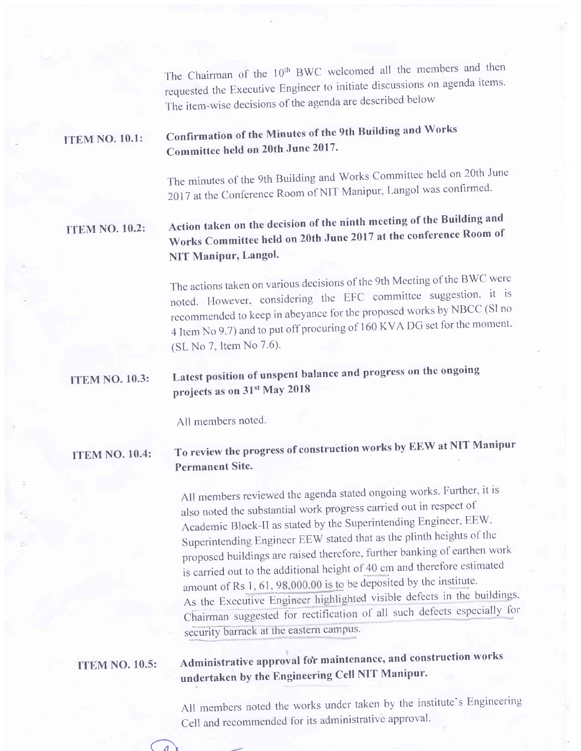The Chairman of the 10th BWC welcomed all the members and then requested the Executive Engineer to initiate discussions on agenda items. The item-wise decisions of the agenda are described below

**ITEM NO. 10.1: Confirmation of the Minutes of the 9th Building and Works Committee held on 20th June 2017.**

The minutes of the 9th Building and Works Committee held on 20th June 2017 at the Conference Room of NIT Manipur, Langol was confirmed.

**ITEM NO. 10.2: Action taken on the decision of the ninth meeting of the Building and Works Committee held on 20th June 2017 at the conference Room of NIT Manipur, Langol.**

The actions taken on various decisions of the 9th Meeting of the BWC were noted. However, considering the EFC committee suggestion, it is recommended to keep in abeyance for the proposed works by NBCC (Sl no 4 Item No 9.7) and to put off procuring of 160 KVA DG set for the moment. (SL No 7, Item No 7.6).

**ITEM NO. 10.3: Latest position of unspent balance and progress on the ongoing projects as on 31st May 2018**

All members noted.

**ITEM NO. 10.4: To review the progress of construction works by EEW at NIT Manipur Permanent Site.**

All members reviewed the agenda stated ongoing works. Further, it is also noted the substantial work progress carried out in respect of Academic Block-II as stated by the Superintending Engineer, EEW. Superintending Engineer EEW stated that as the plinth heights of the proposed buildings are raised therefore, further banking of earthen work is carried out to the additional height of 40 cm and therefore estimated amount of Rs 1, 61, 98,000.00 is to be deposited by the institute.
As the Executive Engineer highlighted visible defects in the buildings, Chairman suggested for rectification of all such defects especially for security barrack at the eastern campus.

**ITEM NO. 10.5: Administrative approval for maintenance, and construction works undertaken by the Engineering Cell NIT Manipur.**

All members noted the works under taken by the institute's Engineering Cell and recommended for its administrative approval.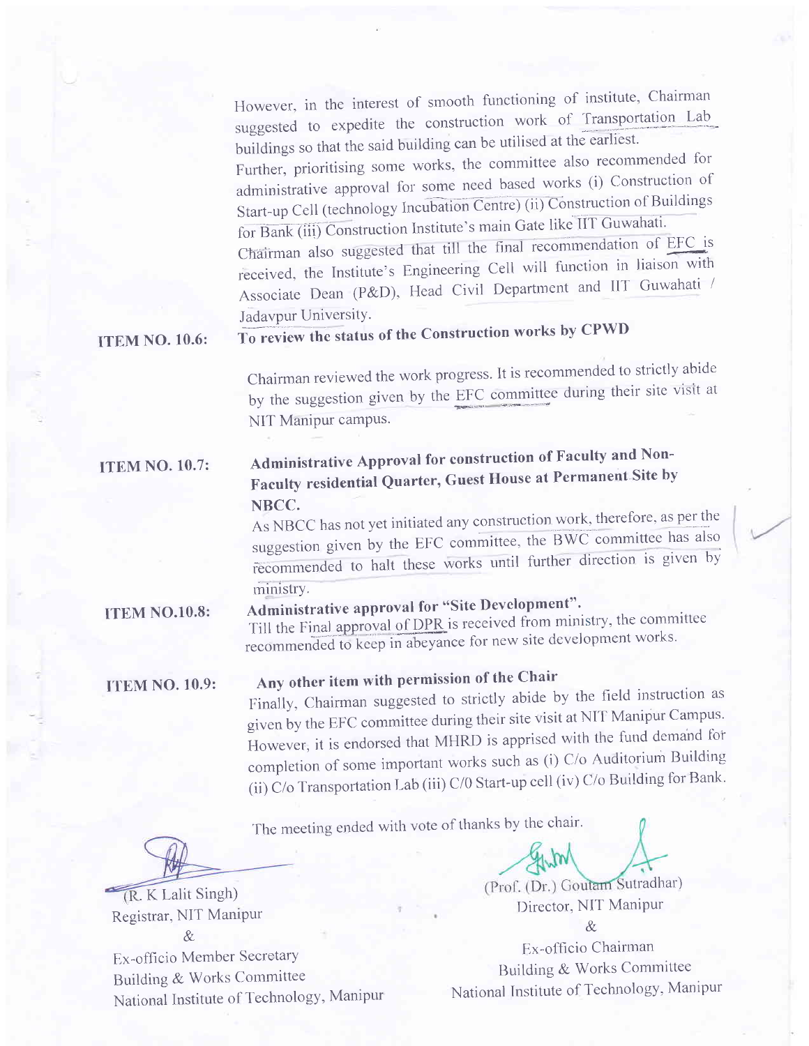However, in the interest of smooth functioning of institute, Chairman suggested to expedite the construction work of Transportation Lab buildings so that the said building can be utilised at the earliest.

Further, prioritising some works, the committee also recommended for administrative approval for some need based works (i) Construction of Start-up Cell (technology Incubation Centre) (ii) Construction of Buildings for Bank (iii) Construction Institute's main Gate like IIT Guwahati.

Chairman also suggested that till the final recommendation of EFC is received, the Institute's Engineering Cell will function in liaison with Associate Dean (P&D), Head Civil Department and IIT Guwahati / Jadavpur University.

**ITEM NO. 10.6: To review the status of the Construction works by CPWD**

Chairman reviewed the work progress. It is recommended to strictly abide by the suggestion given by the EFC committee during their site visit at NIT Manipur campus.

**ITEM NO. 10.7: Administrative Approval for construction of Faculty and Non-Faculty residential Quarter, Guest House at Permanent Site by NBCC.**

As NBCC has not yet initiated any construction work, therefore, as per the suggestion given by the EFC committee, the BWC committee has also recommended to halt these works until further direction is given by ministry.

**ITEM NO.10.8: Administrative approval for "Site Development".**

Till the Final approval of DPR is received from ministry, the committee recommended to keep in abeyance for new site development works.

**ITEM NO. 10.9: Any other item with permission of the Chair**

Finally, Chairman suggested to strictly abide by the field instruction as given by the EFC committee during their site visit at NIT Manipur Campus. However, it is endorsed that MHRD is apprised with the fund demand for completion of some important works such as (i) C/o Auditorium Building (ii) C/o Transportation Lab (iii) C/0 Start-up cell (iv) C/o Building for Bank.

The meeting ended with vote of thanks by the chair.

(R. K Lalit Singh)
Registrar, NIT Manipur
&
Ex-officio Member Secretary
Building & Works Committee
National Institute of Technology, Manipur

(Prof. (Dr.) Goutam Sutradhar)
Director, NIT Manipur
&
Ex-officio Chairman
Building & Works Committee
National Institute of Technology, Manipur